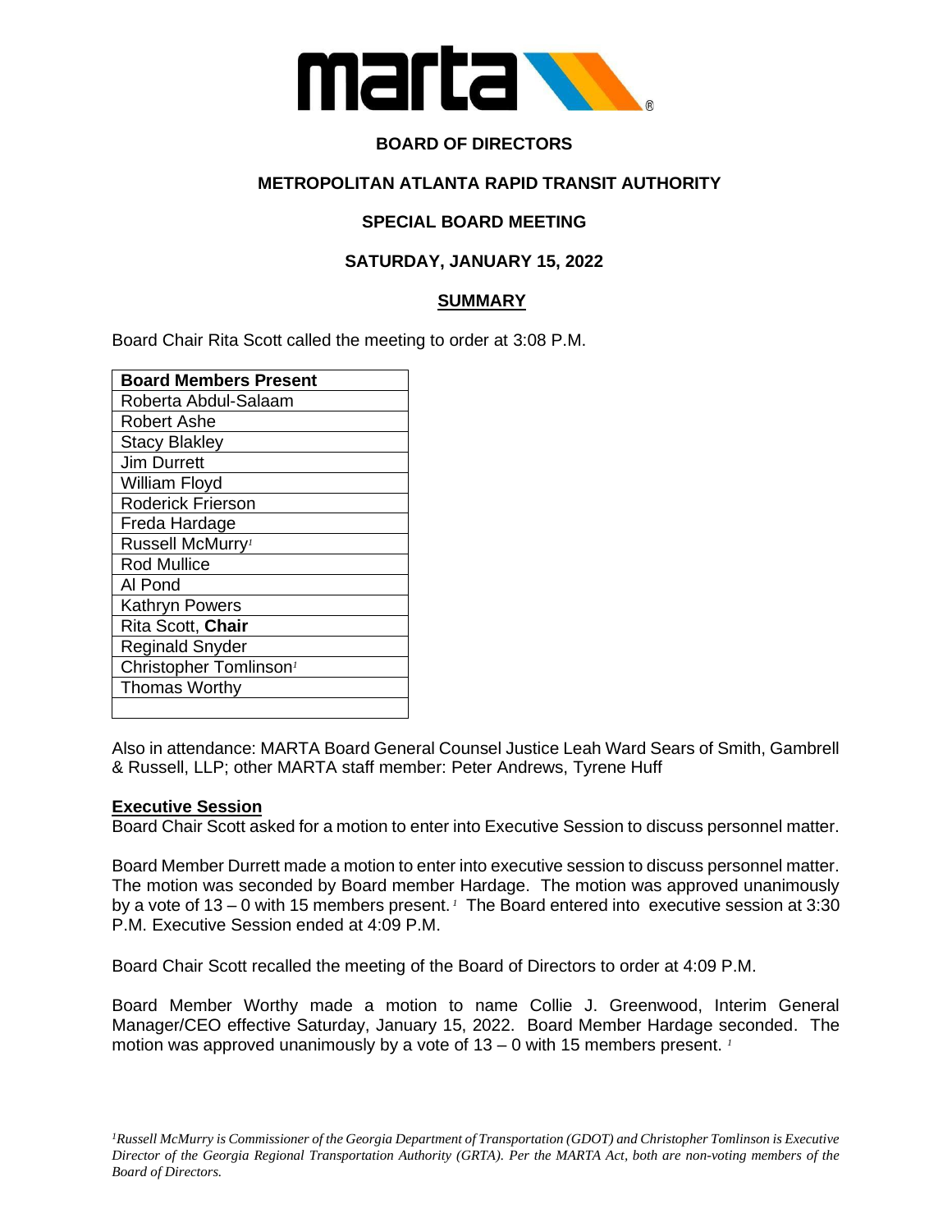**BOARD OF DIRECTORS**

**METROPOLITAN ATLANTA RAPID TRANSIT AUTHORITY**

**SPECIAL BOARD MEETING**

**SATURDAY, JANUARY 15, 2022**

**SUMMARY**

Board Chair Rita Scott called the meeting to order at 3:08 P.M.

| **Board Members Present** |
|---|
| Roberta Abdul-Salaam |
| Robert Ashe |
| Stacy Blakley |
| Jim Durrett |
| William Floyd |
| Roderick Frierson |
| Freda Hardage |
| Russell McMurry[1] |
| Rod Mullice |
| Al Pond |
| Kathryn Powers |
| Rita Scott, **Chair** |
| Reginald Snyder |
| Christopher Tomlinson[1] |
| Thomas Worthy |
| |

Also in attendance: MARTA Board General Counsel Justice Leah Ward Sears of Smith, Gambrell & Russell, LLP; other MARTA staff member: Peter Andrews, Tyrene Huff

**Executive Session**

Board Chair Scott asked for a motion to enter into Executive Session to discuss personnel matter.

Board Member Durrett made a motion to enter into executive session to discuss personnel matter. The motion was seconded by Board member Hardage. The motion was approved unanimously by a vote of 13 – 0 with 15 members present.[1] The Board entered into executive session at 3:30 P.M. Executive Session ended at 4:09 P.M.

Board Chair Scott recalled the meeting of the Board of Directors to order at 4:09 P.M.

Board Member Worthy made a motion to name Collie J. Greenwood, Interim General Manager/CEO effective Saturday, January 15, 2022. Board Member Hardage seconded. The motion was approved unanimously by a vote of 13 – 0 with 15 members present.[1]

*[1]Russell McMurry is Commissioner of the Georgia Department of Transportation (GDOT) and Christopher Tomlinson is Executive Director of the Georgia Regional Transportation Authority (GRTA). Per the MARTA Act, both are non-voting members of the Board of Directors.*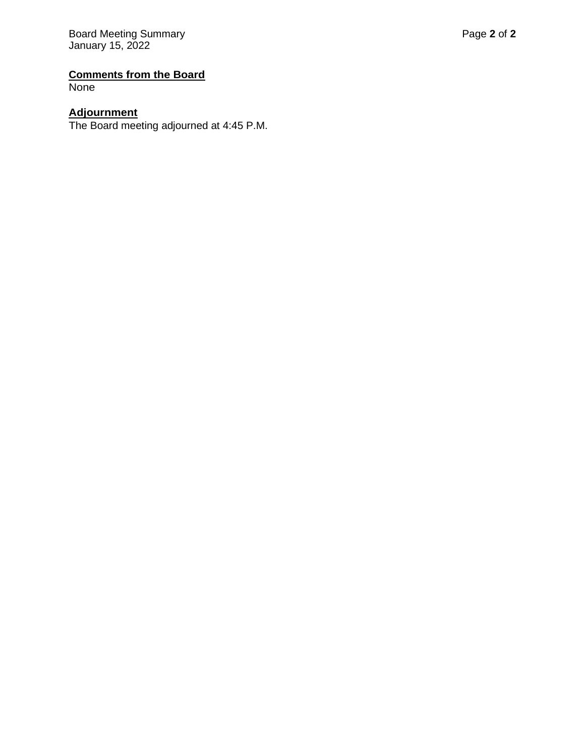**Comments from the Board**
None

**Adjournment**
The Board meeting adjourned at 4:45 P.M.